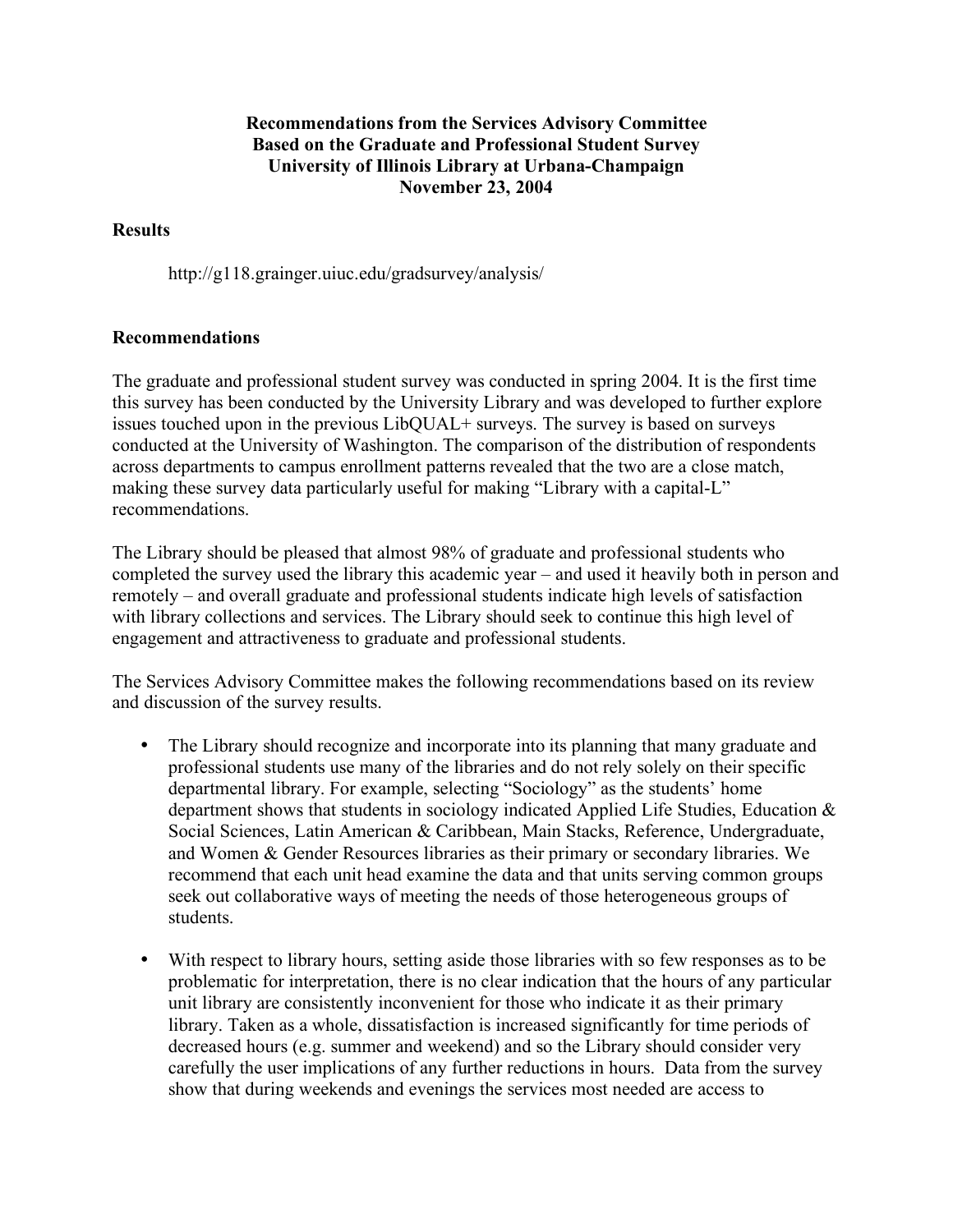**Recommendations from the Services Advisory Committee**
**Based on the Graduate and Professional Student Survey**
**University of Illinois Library at Urbana-Champaign**
**November 23, 2004**

## Results

http://g118.grainger.uiuc.edu/gradsurvey/analysis/

## Recommendations

The graduate and professional student survey was conducted in spring 2004. It is the first time this survey has been conducted by the University Library and was developed to further explore issues touched upon in the previous LibQUAL+ surveys. The survey is based on surveys conducted at the University of Washington. The comparison of the distribution of respondents across departments to campus enrollment patterns revealed that the two are a close match, making these survey data particularly useful for making "Library with a capital-L" recommendations.

The Library should be pleased that almost 98% of graduate and professional students who completed the survey used the library this academic year – and used it heavily both in person and remotely – and overall graduate and professional students indicate high levels of satisfaction with library collections and services. The Library should seek to continue this high level of engagement and attractiveness to graduate and professional students.

The Services Advisory Committee makes the following recommendations based on its review and discussion of the survey results.

- The Library should recognize and incorporate into its planning that many graduate and professional students use many of the libraries and do not rely solely on their specific departmental library. For example, selecting "Sociology" as the students' home department shows that students in sociology indicated Applied Life Studies, Education & Social Sciences, Latin American & Caribbean, Main Stacks, Reference, Undergraduate, and Women & Gender Resources libraries as their primary or secondary libraries. We recommend that each unit head examine the data and that units serving common groups seek out collaborative ways of meeting the needs of those heterogeneous groups of students.

- With respect to library hours, setting aside those libraries with so few responses as to be problematic for interpretation, there is no clear indication that the hours of any particular unit library are consistently inconvenient for those who indicate it as their primary library. Taken as a whole, dissatisfaction is increased significantly for time periods of decreased hours (e.g. summer and weekend) and so the Library should consider very carefully the user implications of any further reductions in hours. Data from the survey show that during weekends and evenings the services most needed are access to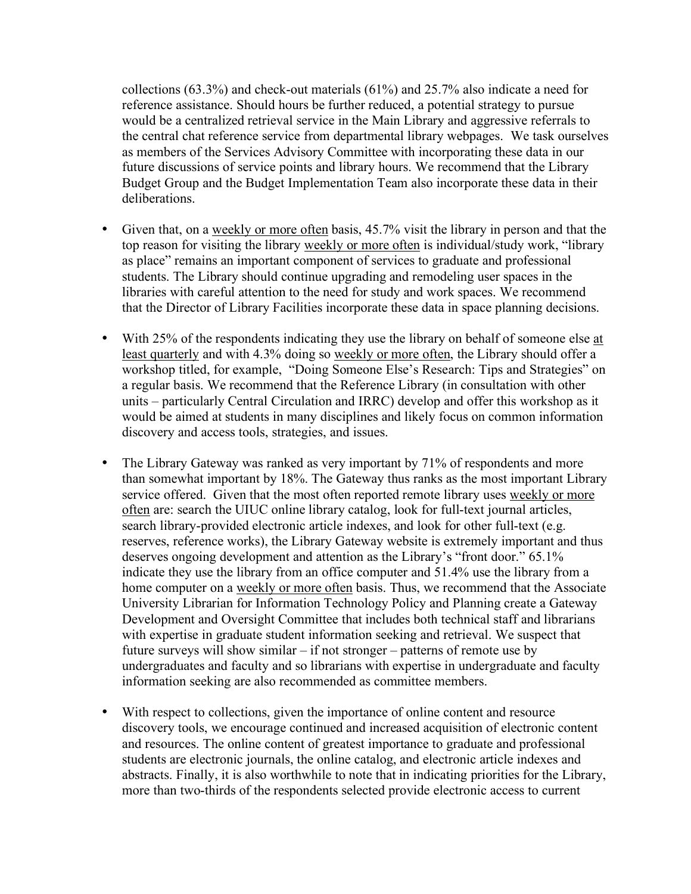collections (63.3%) and check-out materials (61%) and 25.7% also indicate a need for reference assistance. Should hours be further reduced, a potential strategy to pursue would be a centralized retrieval service in the Main Library and aggressive referrals to the central chat reference service from departmental library webpages. We task ourselves as members of the Services Advisory Committee with incorporating these data in our future discussions of service points and library hours. We recommend that the Library Budget Group and the Budget Implementation Team also incorporate these data in their deliberations.

- Given that, on a <u>weekly or more often</u> basis, 45.7% visit the library in person and that the top reason for visiting the library <u>weekly or more often</u> is individual/study work, "library as place" remains an important component of services to graduate and professional students. The Library should continue upgrading and remodeling user spaces in the libraries with careful attention to the need for study and work spaces. We recommend that the Director of Library Facilities incorporate these data in space planning decisions.

- With 25% of the respondents indicating they use the library on behalf of someone else <u>at least quarterly</u> and with 4.3% doing so <u>weekly or more often</u>, the Library should offer a workshop titled, for example, "Doing Someone Else's Research: Tips and Strategies" on a regular basis. We recommend that the Reference Library (in consultation with other units – particularly Central Circulation and IRRC) develop and offer this workshop as it would be aimed at students in many disciplines and likely focus on common information discovery and access tools, strategies, and issues.

- The Library Gateway was ranked as very important by 71% of respondents and more than somewhat important by 18%. The Gateway thus ranks as the most important Library service offered. Given that the most often reported remote library uses <u>weekly or more often</u> are: search the UIUC online library catalog, look for full-text journal articles, search library-provided electronic article indexes, and look for other full-text (e.g. reserves, reference works), the Library Gateway website is extremely important and thus deserves ongoing development and attention as the Library's "front door." 65.1% indicate they use the library from an office computer and 51.4% use the library from a home computer on a <u>weekly or more often</u> basis. Thus, we recommend that the Associate University Librarian for Information Technology Policy and Planning create a Gateway Development and Oversight Committee that includes both technical staff and librarians with expertise in graduate student information seeking and retrieval. We suspect that future surveys will show similar – if not stronger – patterns of remote use by undergraduates and faculty and so librarians with expertise in undergraduate and faculty information seeking are also recommended as committee members.

- With respect to collections, given the importance of online content and resource discovery tools, we encourage continued and increased acquisition of electronic content and resources. The online content of greatest importance to graduate and professional students are electronic journals, the online catalog, and electronic article indexes and abstracts. Finally, it is also worthwhile to note that in indicating priorities for the Library, more than two-thirds of the respondents selected provide electronic access to current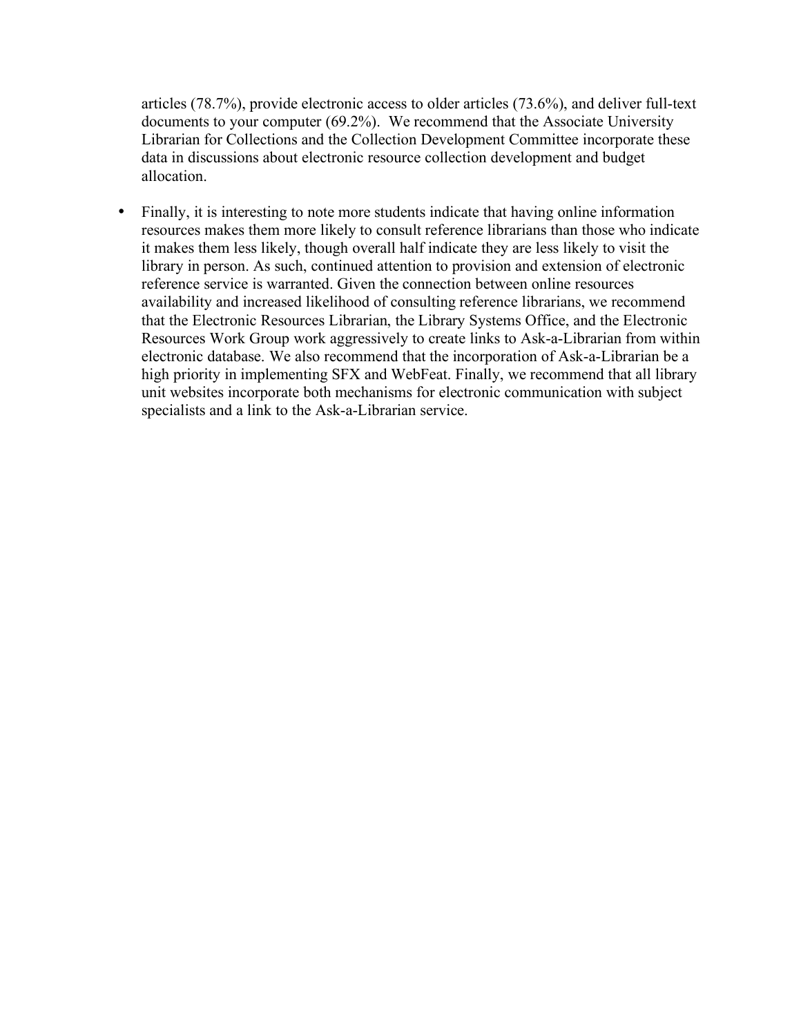articles (78.7%), provide electronic access to older articles (73.6%), and deliver full-text documents to your computer (69.2%). We recommend that the Associate University Librarian for Collections and the Collection Development Committee incorporate these data in discussions about electronic resource collection development and budget allocation.

- Finally, it is interesting to note more students indicate that having online information resources makes them more likely to consult reference librarians than those who indicate it makes them less likely, though overall half indicate they are less likely to visit the library in person. As such, continued attention to provision and extension of electronic reference service is warranted. Given the connection between online resources availability and increased likelihood of consulting reference librarians, we recommend that the Electronic Resources Librarian, the Library Systems Office, and the Electronic Resources Work Group work aggressively to create links to Ask-a-Librarian from within electronic database. We also recommend that the incorporation of Ask-a-Librarian be a high priority in implementing SFX and WebFeat. Finally, we recommend that all library unit websites incorporate both mechanisms for electronic communication with subject specialists and a link to the Ask-a-Librarian service.